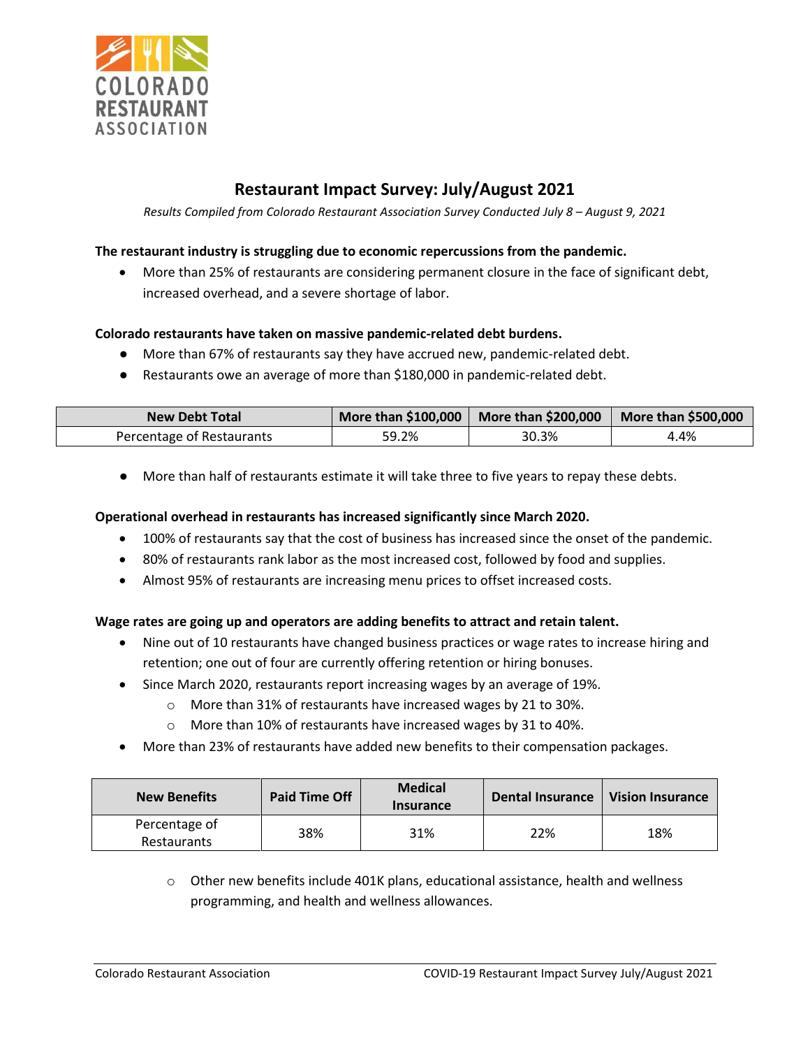# Restaurant Impact Survey: July/August 2021

*Results Compiled from Colorado Restaurant Association Survey Conducted July 8 – August 9, 2021*

**The restaurant industry is struggling due to economic repercussions from the pandemic.**

- More than 25% of restaurants are considering permanent closure in the face of significant debt, increased overhead, and a severe shortage of labor.

**Colorado restaurants have taken on massive pandemic-related debt burdens.**

- More than 67% of restaurants say they have accrued new, pandemic-related debt.
- Restaurants owe an average of more than $180,000 in pandemic-related debt.

| New Debt Total | More than $100,000 | More than $200,000 | More than $500,000 |
|---|---|---|---|
| Percentage of Restaurants | 59.2% | 30.3% | 4.4% |

- More than half of restaurants estimate it will take three to five years to repay these debts.

**Operational overhead in restaurants has increased significantly since March 2020.**

- 100% of restaurants say that the cost of business has increased since the onset of the pandemic.
- 80% of restaurants rank labor as the most increased cost, followed by food and supplies.
- Almost 95% of restaurants are increasing menu prices to offset increased costs.

**Wage rates are going up and operators are adding benefits to attract and retain talent.**

- Nine out of 10 restaurants have changed business practices or wage rates to increase hiring and retention; one out of four are currently offering retention or hiring bonuses.
- Since March 2020, restaurants report increasing wages by an average of 19%.
  - More than 31% of restaurants have increased wages by 21 to 30%.
  - More than 10% of restaurants have increased wages by 31 to 40%.
- More than 23% of restaurants have added new benefits to their compensation packages.

| New Benefits | Paid Time Off | Medical Insurance | Dental Insurance | Vision Insurance |
|---|---|---|---|---|
| Percentage of Restaurants | 38% | 31% | 22% | 18% |

  - Other new benefits include 401K plans, educational assistance, health and wellness programming, and health and wellness allowances.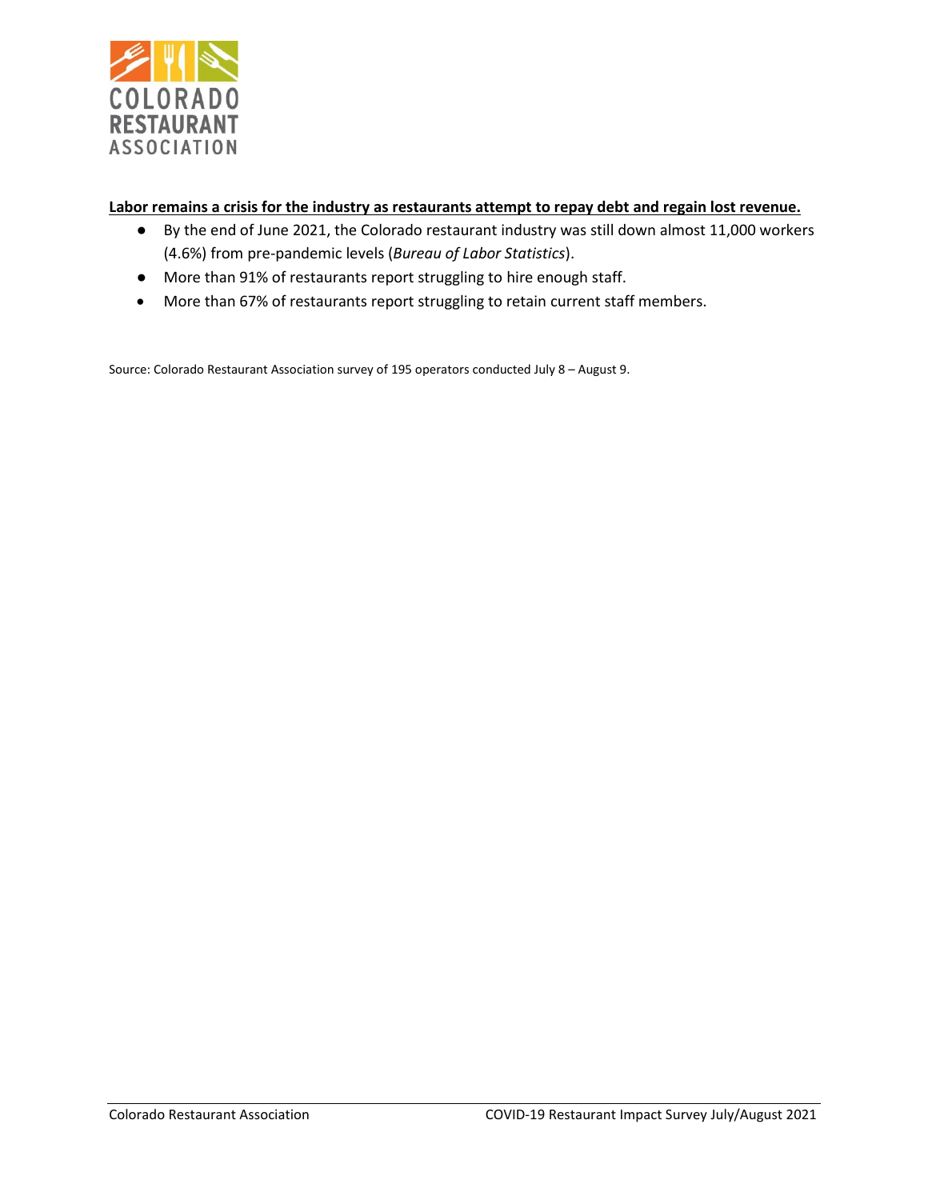**Labor remains a crisis for the industry as restaurants attempt to repay debt and regain lost revenue.**

- By the end of June 2021, the Colorado restaurant industry was still down almost 11,000 workers (4.6%) from pre-pandemic levels (*Bureau of Labor Statistics*).
- More than 91% of restaurants report struggling to hire enough staff.
- More than 67% of restaurants report struggling to retain current staff members.

Source: Colorado Restaurant Association survey of 195 operators conducted July 8 – August 9.